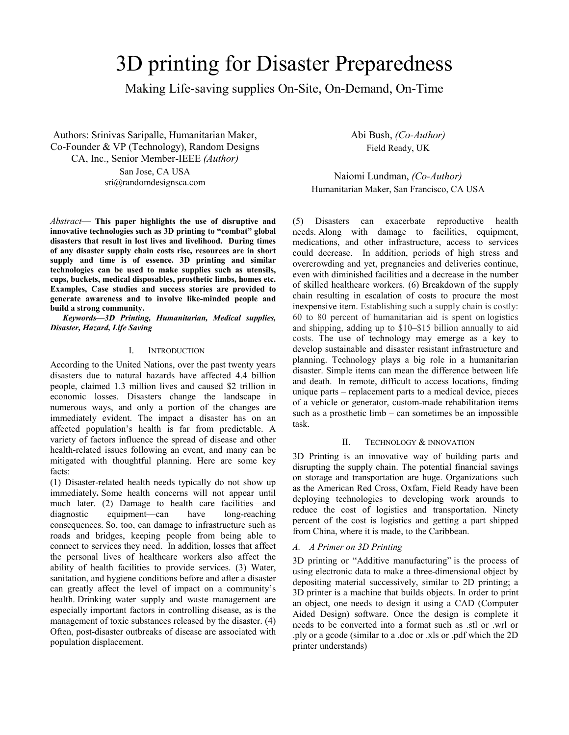# 3D printing for Disaster Preparedness

## Making Life-saving supplies On-Site, On-Demand, On-Time

Authors: Srinivas Saripalle, Humanitarian Maker, Co-Founder & VP (Technology), Random Designs CA, Inc., Senior Member-IEEE *(Author)*
San Jose, CA USA
sri@randomdesignsca.com

Abi Bush, *(Co-Author)*
Field Ready, UK

Naiomi Lundman, *(Co-Author)*
Humanitarian Maker, San Francisco, CA USA

*Abstract*— **This paper highlights the use of disruptive and innovative technologies such as 3D printing to "combat" global disasters that result in lost lives and livelihood. During times of any disaster supply chain costs rise, resources are in short supply and time is of essence. 3D printing and similar technologies can be used to make supplies such as utensils, cups, buckets, medical disposables, prosthetic limbs, homes etc. Examples, Case studies and success stories are provided to generate awareness and to involve like-minded people and build a strong community.**

***Keywords—3D Printing, Humanitarian, Medical supplies, Disaster, Hazard, Life Saving***

## I. Introduction

According to the United Nations, over the past twenty years disasters due to natural hazards have affected 4.4 billion people, claimed 1.3 million lives and caused $2 trillion in economic losses. Disasters change the landscape in numerous ways, and only a portion of the changes are immediately evident. The impact a disaster has on an affected population's health is far from predictable. A variety of factors influence the spread of disease and other health-related issues following an event, and many can be mitigated with thoughtful planning. Here are some key facts:

(1) Disaster-related health needs typically do not show up immediately**.** Some health concerns will not appear until much later. (2) Damage to health care facilities—and diagnostic equipment—can have long-reaching consequences. So, too, can damage to infrastructure such as roads and bridges, keeping people from being able to connect to services they need. In addition, losses that affect the personal lives of healthcare workers also affect the ability of health facilities to provide services. (3) Water, sanitation, and hygiene conditions before and after a disaster can greatly affect the level of impact on a community's health. Drinking water supply and waste management are especially important factors in controlling disease, as is the management of toxic substances released by the disaster. (4) Often, post-disaster outbreaks of disease are associated with population displacement. (5) Disasters can exacerbate reproductive health needs. Along with damage to facilities, equipment, medications, and other infrastructure, access to services could decrease. In addition, periods of high stress and overcrowding and yet, pregnancies and deliveries continue, even with diminished facilities and a decrease in the number of skilled healthcare workers. (6) Breakdown of the supply chain resulting in escalation of costs to procure the most inexpensive item. Establishing such a supply chain is costly: 60 to 80 percent of humanitarian aid is spent on logistics and shipping, adding up to $10–$15 billion annually to aid costs. The use of technology may emerge as a key to develop sustainable and disaster resistant infrastructure and planning. Technology plays a big role in a humanitarian disaster. Simple items can mean the difference between life and death. In remote, difficult to access locations, finding unique parts – replacement parts to a medical device, pieces of a vehicle or generator, custom-made rehabilitation items such as a prosthetic limb – can sometimes be an impossible task.

## II. Technology & Innovation

3D Printing is an innovative way of building parts and disrupting the supply chain. The potential financial savings on storage and transportation are huge. Organizations such as the American Red Cross, Oxfam, Field Ready have been deploying technologies to developing work arounds to reduce the cost of logistics and transportation. Ninety percent of the cost is logistics and getting a part shipped from China, where it is made, to the Caribbean.

### *A. A Primer on 3D Printing*

3D printing or "Additive manufacturing" is the process of using electronic data to make a three-dimensional object by depositing material successively, similar to 2D printing; a 3D printer is a machine that builds objects. In order to print an object, one needs to design it using a CAD (Computer Aided Design) software. Once the design is complete it needs to be converted into a format such as .stl or .wrl or .ply or a gcode (similar to a .doc or .xls or .pdf which the 2D printer understands)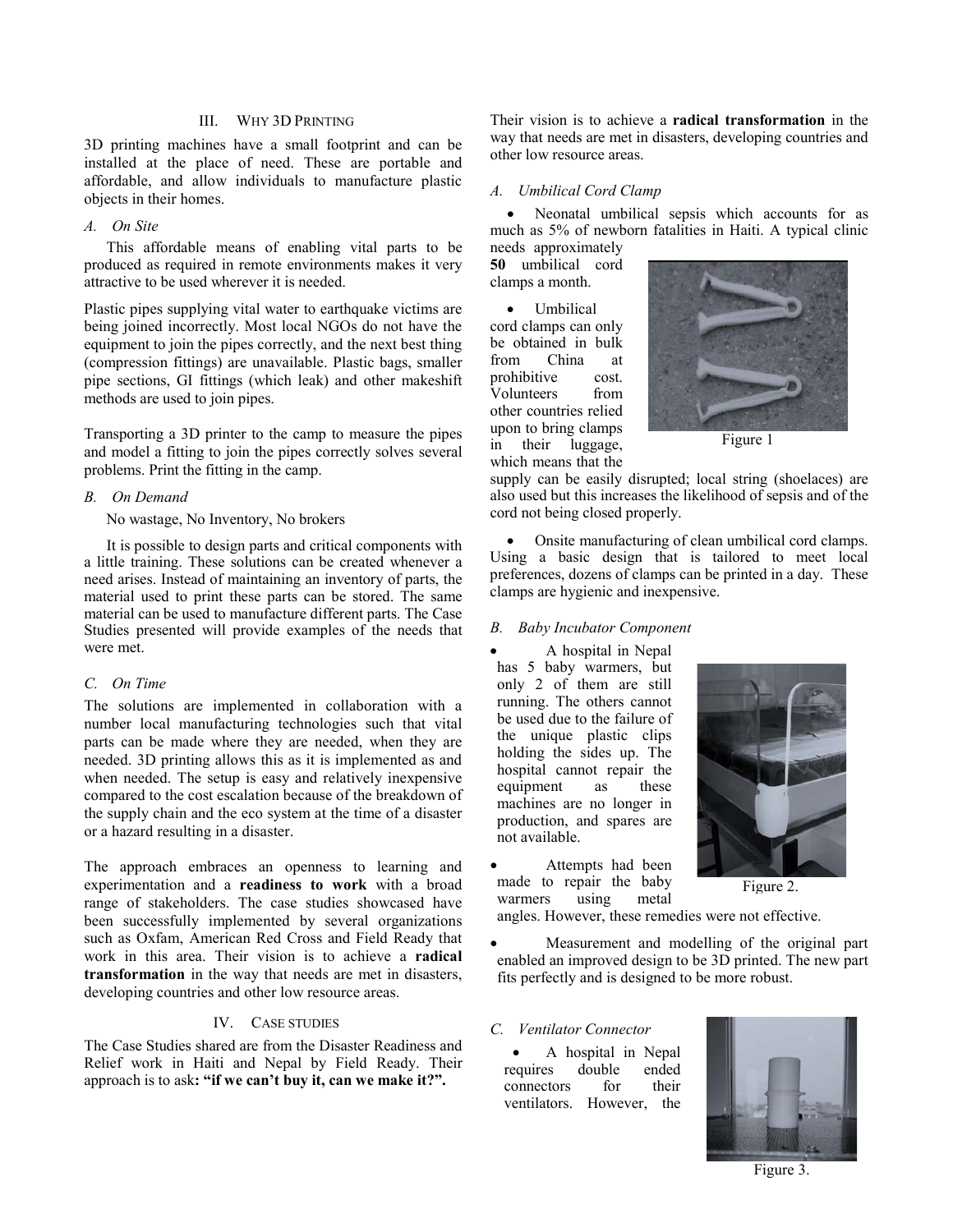## III. Why 3D Printing

3D printing machines have a small footprint and can be installed at the place of need. These are portable and affordable, and allow individuals to manufacture plastic objects in their homes.

### A. On Site

This affordable means of enabling vital parts to be produced as required in remote environments makes it very attractive to be used wherever it is needed.

Plastic pipes supplying vital water to earthquake victims are being joined incorrectly. Most local NGOs do not have the equipment to join the pipes correctly, and the next best thing (compression fittings) are unavailable. Plastic bags, smaller pipe sections, GI fittings (which leak) and other makeshift methods are used to join pipes.

Transporting a 3D printer to the camp to measure the pipes and model a fitting to join the pipes correctly solves several problems. Print the fitting in the camp.

### B. On Demand

No wastage, No Inventory, No brokers

It is possible to design parts and critical components with a little training. These solutions can be created whenever a need arises. Instead of maintaining an inventory of parts, the material used to print these parts can be stored. The same material can be used to manufacture different parts. The Case Studies presented will provide examples of the needs that were met.

### C. On Time

The solutions are implemented in collaboration with a number local manufacturing technologies such that vital parts can be made where they are needed, when they are needed. 3D printing allows this as it is implemented as and when needed. The setup is easy and relatively inexpensive compared to the cost escalation because of the breakdown of the supply chain and the eco system at the time of a disaster or a hazard resulting in a disaster.

The approach embraces an openness to learning and experimentation and a **readiness to work** with a broad range of stakeholders. The case studies showcased have been successfully implemented by several organizations such as Oxfam, American Red Cross and Field Ready that work in this area. Their vision is to achieve a **radical transformation** in the way that needs are met in disasters, developing countries and other low resource areas.

## IV. Case Studies

The Case Studies shared are from the Disaster Readiness and Relief work in Haiti and Nepal by Field Ready. Their approach is to ask**: "if we can't buy it, can we make it?".** Their vision is to achieve a **radical transformation** in the way that needs are met in disasters, developing countries and other low resource areas.

### A. Umbilical Cord Clamp

- Neonatal umbilical sepsis which accounts for as much as 5% of newborn fatalities in Haiti. A typical clinic needs approximately **50** umbilical cord clamps a month.
- Umbilical cord clamps can only be obtained in bulk from China at prohibitive cost. Volunteers from other countries relied upon to bring clamps in their luggage, which means that the supply can be easily disrupted; local string (shoelaces) are also used but this increases the likelihood of sepsis and of the cord not being closed properly.
- Onsite manufacturing of clean umbilical cord clamps. Using a basic design that is tailored to meet local preferences, dozens of clamps can be printed in a day. These clamps are hygienic and inexpensive.

Figure 1

### B. Baby Incubator Component

- A hospital in Nepal has 5 baby warmers, but only 2 of them are still running. The others cannot be used due to the failure of the unique plastic clips holding the sides up. The hospital cannot repair the equipment as these machines are no longer in production, and spares are not available.
- Attempts had been made to repair the baby warmers using metal angles. However, these remedies were not effective.
- Measurement and modelling of the original part enabled an improved design to be 3D printed. The new part fits perfectly and is designed to be more robust.

Figure 2.

### C. Ventilator Connector

- A hospital in Nepal requires double ended connectors for their ventilators. However, the

Figure 3.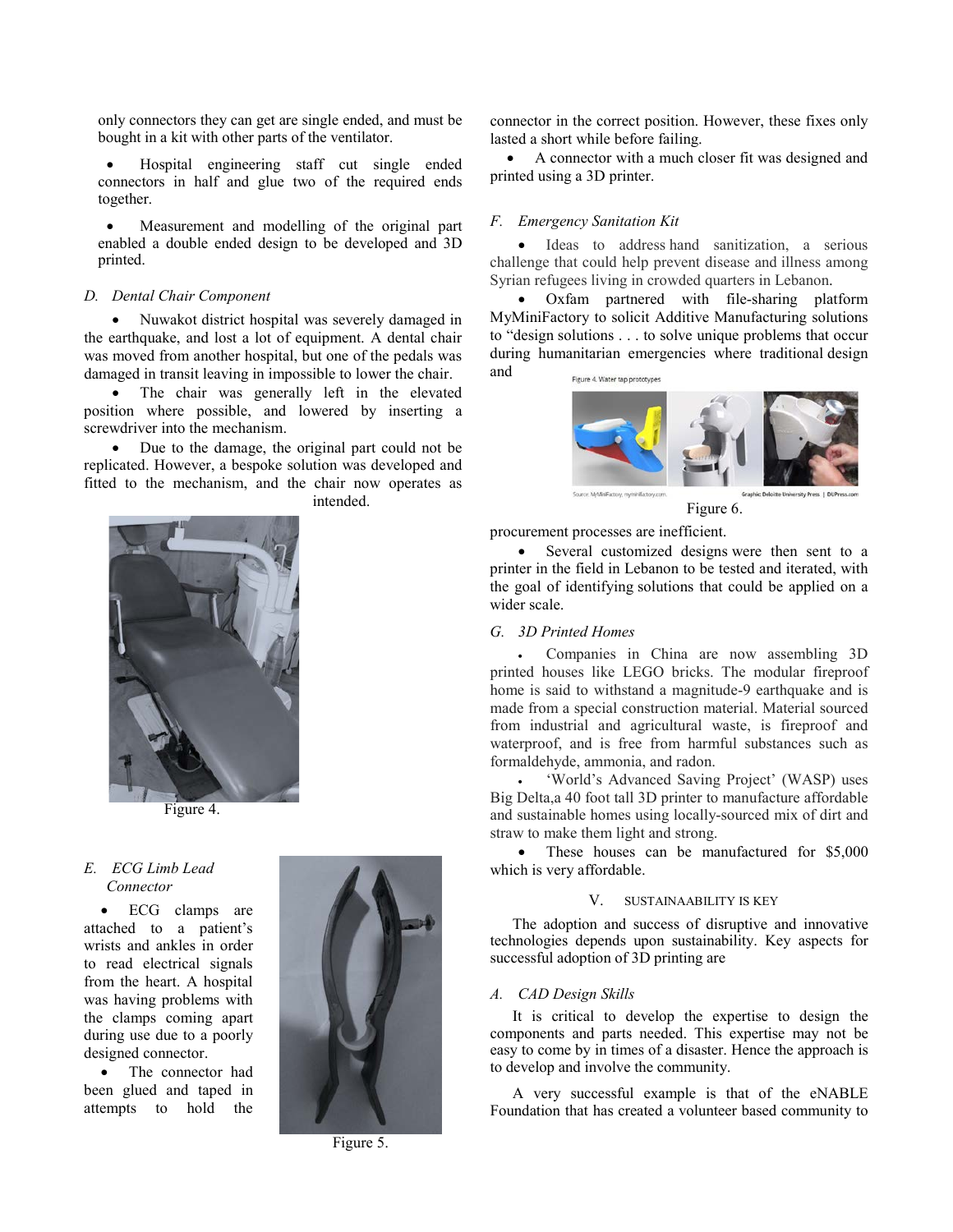only connectors they can get are single ended, and must be bought in a kit with other parts of the ventilator.

- Hospital engineering staff cut single ended connectors in half and glue two of the required ends together.

- Measurement and modelling of the original part enabled a double ended design to be developed and 3D printed.

### *D. Dental Chair Component*

- Nuwakot district hospital was severely damaged in the earthquake, and lost a lot of equipment. A dental chair was moved from another hospital, but one of the pedals was damaged in transit leaving in impossible to lower the chair.
- The chair was generally left in the elevated position where possible, and lowered by inserting a screwdriver into the mechanism.
- Due to the damage, the original part could not be replicated. However, a bespoke solution was developed and fitted to the mechanism, and the chair now operates as intended.

Figure 4.

### *E. ECG Limb Lead Connector*

- ECG clamps are attached to a patient's wrists and ankles in order to read electrical signals from the heart. A hospital was having problems with the clamps coming apart during use due to a poorly designed connector.
- The connector had been glued and taped in attempts to hold the connector in the correct position. However, these fixes only lasted a short while before failing.
- A connector with a much closer fit was designed and printed using a 3D printer.

Figure 5.

### *F. Emergency Sanitation Kit*

- Ideas to address hand sanitization, a serious challenge that could help prevent disease and illness among Syrian refugees living in crowded quarters in Lebanon.
- Oxfam partnered with file-sharing platform MyMiniFactory to solicit Additive Manufacturing solutions to "design solutions . . . to solve unique problems that occur during humanitarian emergencies where traditional design and procurement processes are inefficient.

Figure 4. Water tap prototypes

Source: MyMiniFactory, myminifactory.com. Graphic Deloitte University Press | DUPress.com

Figure 6.

- Several customized designs were then sent to a printer in the field in Lebanon to be tested and iterated, with the goal of identifying solutions that could be applied on a wider scale.

### *G. 3D Printed Homes*

- Companies in China are now assembling 3D printed houses like LEGO bricks. The modular fireproof home is said to withstand a magnitude-9 earthquake and is made from a special construction material. Material sourced from industrial and agricultural waste, is fireproof and waterproof, and is free from harmful substances such as formaldehyde, ammonia, and radon.
- 'World's Advanced Saving Project' (WASP) uses Big Delta,a 40 foot tall 3D printer to manufacture affordable and sustainable homes using locally-sourced mix of dirt and straw to make them light and strong.
- These houses can be manufactured for $5,000 which is very affordable.

## V. SUSTAINAABILITY IS KEY

The adoption and success of disruptive and innovative technologies depends upon sustainability. Key aspects for successful adoption of 3D printing are

### *A. CAD Design Skills*

It is critical to develop the expertise to design the components and parts needed. This expertise may not be easy to come by in times of a disaster. Hence the approach is to develop and involve the community.

A very successful example is that of the eNABLE Foundation that has created a volunteer based community to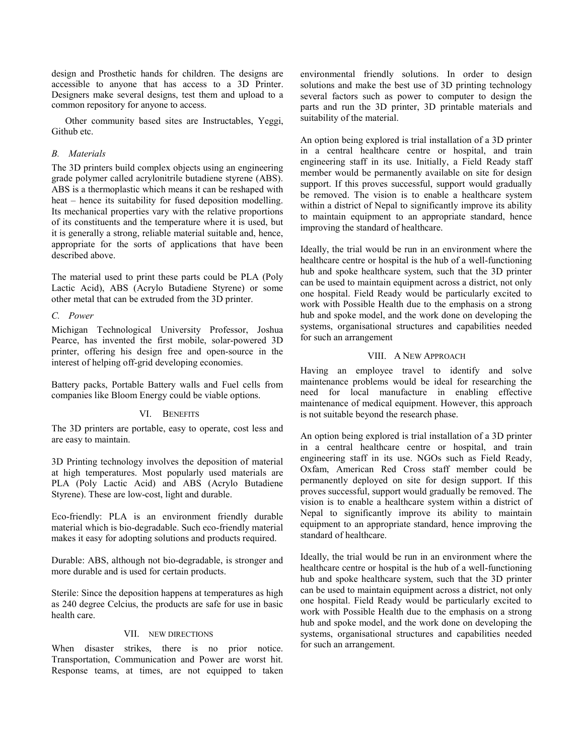design and Prosthetic hands for children. The designs are accessible to anyone that has access to a 3D Printer. Designers make several designs, test them and upload to a common repository for anyone to access.

Other community based sites are Instructables, Yeggi, Github etc.

### *B. Materials*

The 3D printers build complex objects using an engineering grade polymer called acrylonitrile butadiene styrene (ABS). ABS is a thermoplastic which means it can be reshaped with heat – hence its suitability for fused deposition modelling. Its mechanical properties vary with the relative proportions of its constituents and the temperature where it is used, but it is generally a strong, reliable material suitable and, hence, appropriate for the sorts of applications that have been described above.

The material used to print these parts could be PLA (Poly Lactic Acid), ABS (Acrylo Butadiene Styrene) or some other metal that can be extruded from the 3D printer.

### *C. Power*

Michigan Technological University Professor, Joshua Pearce, has invented the first mobile, solar-powered 3D printer, offering his design free and open-source in the interest of helping off-grid developing economies.

Battery packs, Portable Battery walls and Fuel cells from companies like Bloom Energy could be viable options.

## VI. Benefits

The 3D printers are portable, easy to operate, cost less and are easy to maintain.

3D Printing technology involves the deposition of material at high temperatures. Most popularly used materials are PLA (Poly Lactic Acid) and ABS (Acrylo Butadiene Styrene). These are low-cost, light and durable.

Eco-friendly: PLA is an environment friendly durable material which is bio-degradable. Such eco-friendly material makes it easy for adopting solutions and products required.

Durable: ABS, although not bio-degradable, is stronger and more durable and is used for certain products.

Sterile: Since the deposition happens at temperatures as high as 240 degree Celcius, the products are safe for use in basic health care.

## VII. New Directions

When disaster strikes, there is no prior notice. Transportation, Communication and Power are worst hit. Response teams, at times, are not equipped to taken environmental friendly solutions. In order to design solutions and make the best use of 3D printing technology several factors such as power to computer to design the parts and run the 3D printer, 3D printable materials and suitability of the material.

An option being explored is trial installation of a 3D printer in a central healthcare centre or hospital, and train engineering staff in its use. Initially, a Field Ready staff member would be permanently available on site for design support. If this proves successful, support would gradually be removed. The vision is to enable a healthcare system within a district of Nepal to significantly improve its ability to maintain equipment to an appropriate standard, hence improving the standard of healthcare.

Ideally, the trial would be run in an environment where the healthcare centre or hospital is the hub of a well-functioning hub and spoke healthcare system, such that the 3D printer can be used to maintain equipment across a district, not only one hospital. Field Ready would be particularly excited to work with Possible Health due to the emphasis on a strong hub and spoke model, and the work done on developing the systems, organisational structures and capabilities needed for such an arrangement

## VIII. A New Approach

Having an employee travel to identify and solve maintenance problems would be ideal for researching the need for local manufacture in enabling effective maintenance of medical equipment. However, this approach is not suitable beyond the research phase.

An option being explored is trial installation of a 3D printer in a central healthcare centre or hospital, and train engineering staff in its use. NGOs such as Field Ready, Oxfam, American Red Cross staff member could be permanently deployed on site for design support. If this proves successful, support would gradually be removed. The vision is to enable a healthcare system within a district of Nepal to significantly improve its ability to maintain equipment to an appropriate standard, hence improving the standard of healthcare.

Ideally, the trial would be run in an environment where the healthcare centre or hospital is the hub of a well-functioning hub and spoke healthcare system, such that the 3D printer can be used to maintain equipment across a district, not only one hospital. Field Ready would be particularly excited to work with Possible Health due to the emphasis on a strong hub and spoke model, and the work done on developing the systems, organisational structures and capabilities needed for such an arrangement.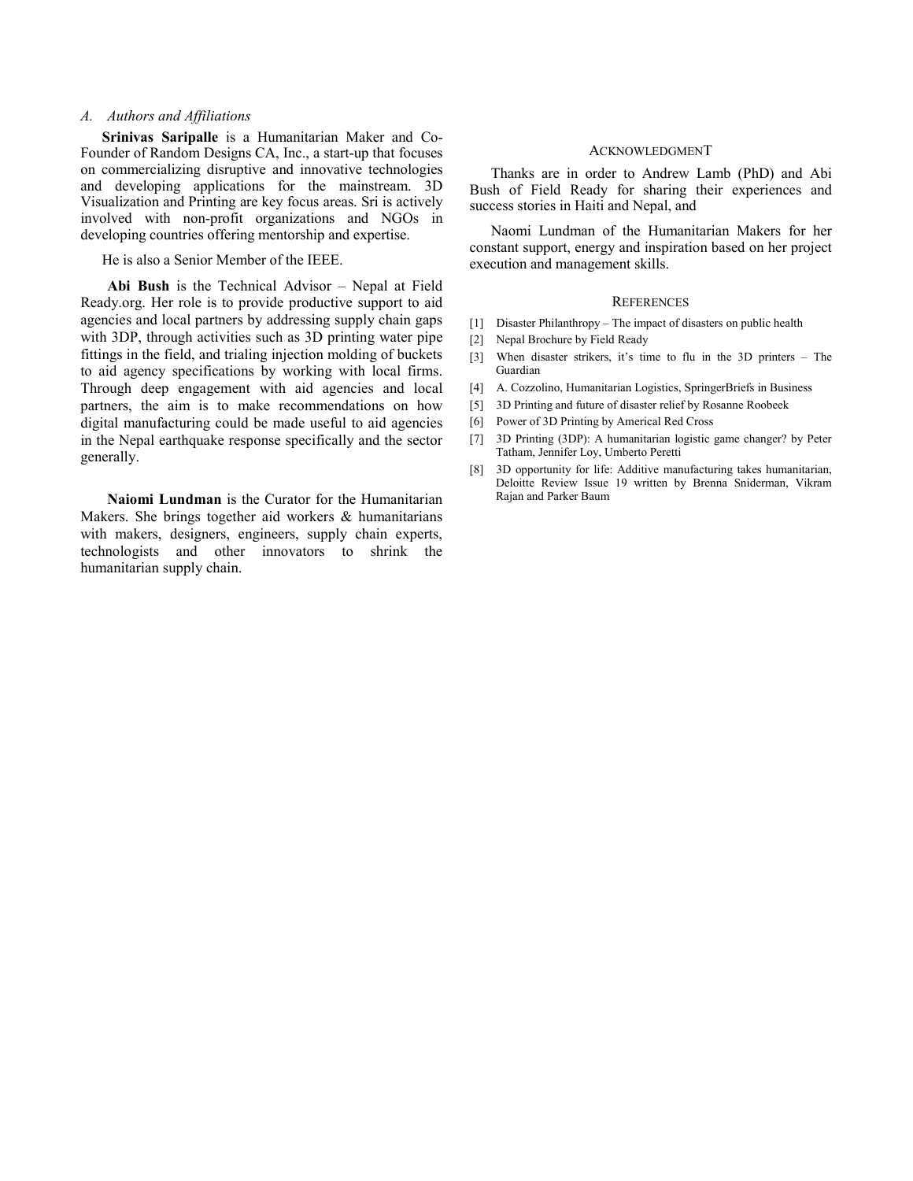### A. Authors and Affiliations

**Srinivas Saripalle** is a Humanitarian Maker and Co-Founder of Random Designs CA, Inc., a start-up that focuses on commercializing disruptive and innovative technologies and developing applications for the mainstream. 3D Visualization and Printing are key focus areas. Sri is actively involved with non-profit organizations and NGOs in developing countries offering mentorship and expertise.

He is also a Senior Member of the IEEE.

**Abi Bush** is the Technical Advisor – Nepal at Field Ready.org. Her role is to provide productive support to aid agencies and local partners by addressing supply chain gaps with 3DP, through activities such as 3D printing water pipe fittings in the field, and trialing injection molding of buckets to aid agency specifications by working with local firms. Through deep engagement with aid agencies and local partners, the aim is to make recommendations on how digital manufacturing could be made useful to aid agencies in the Nepal earthquake response specifically and the sector generally.

**Naiomi Lundman** is the Curator for the Humanitarian Makers. She brings together aid workers & humanitarians with makers, designers, engineers, supply chain experts, technologists and other innovators to shrink the humanitarian supply chain.

## Acknowledgment

Thanks are in order to Andrew Lamb (PhD) and Abi Bush of Field Ready for sharing their experiences and success stories in Haiti and Nepal, and

Naomi Lundman of the Humanitarian Makers for her constant support, energy and inspiration based on her project execution and management skills.

## References

[1] Disaster Philanthropy – The impact of disasters on public health

[2] Nepal Brochure by Field Ready

[3] When disaster strikers, it's time to flu in the 3D printers – The Guardian

[4] A. Cozzolino, Humanitarian Logistics, SpringerBriefs in Business

[5] 3D Printing and future of disaster relief by Rosanne Roobeek

[6] Power of 3D Printing by Americal Red Cross

[7] 3D Printing (3DP): A humanitarian logistic game changer? by Peter Tatham, Jennifer Loy, Umberto Peretti

[8] 3D opportunity for life: Additive manufacturing takes humanitarian, Deloitte Review Issue 19 written by Brenna Sniderman, Vikram Rajan and Parker Baum